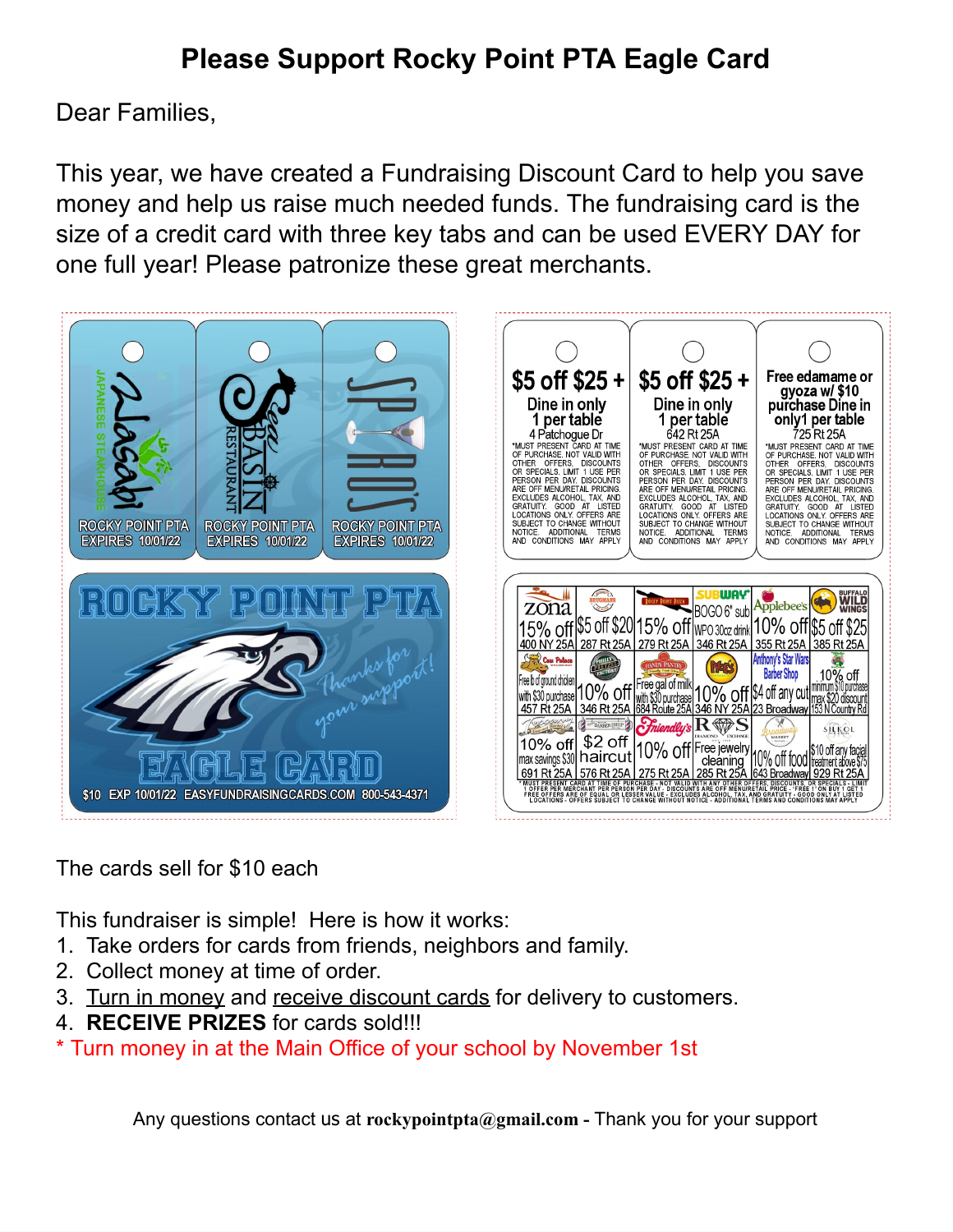# Please Support Rocky Point PTA Eagle Card

Dear Families,

This year, we have created a Fundraising Discount Card to help you save money and help us raise much needed funds. The fundraising card is the size of a credit card with three key tabs and can be used EVERY DAY for one full year! Please patronize these great merchants.

| Wasabi Japanese Steakhouse | Sea Basin Restaurant | Spiro's |
|---|---|---|
| ROCKY POINT PTA EXPIRES 10/01/22 | ROCKY POINT PTA EXPIRES 10/01/22 | ROCKY POINT PTA EXPIRES 10/01/22 |
| $5 off $25 + Dine in only 1 per table | $5 off $25 + Dine in only 1 per table | Free edamame or gyoza w/ $10 purchase Dine in only 1 per table |
| 4 Patchogue Dr | 642 Rt 25A | 725 Rt 25A |

*MUST PRESENT CARD AT TIME OF PURCHASE. NOT VALID WITH OTHER OFFERS, DISCOUNTS OR SPECIALS. LIMIT 1 USE PER PERSON PER DAY. DISCOUNTS ARE OFF MENU/RETAIL PRICING. EXCLUDES ALCOHOL, TAX, AND GRATUITY. GOOD AT LISTED LOCATIONS ONLY. OFFERS ARE SUBJECT TO CHANGE WITHOUT NOTICE. ADDITIONAL TERMS AND CONDITIONS MAY APPLY

**ROCKY POINT PTA EAGLE CARD** — Thanks for your support!

$10 EXP 10/01/22 EASYFUNDRAISINGCARDS.COM 800-543-4371

| | | | | | |
|---|---|---|---|---|---|
| Zona 15% off 400 NY 25A | Bigman's $5 off $20 287 Rt 25A | Rocky Point Pizza 15% off 279 Rt 25A | Subway BOGO 6" sub WPO 30oz drink 346 Rt 25A | Applebee's 10% off 355 Rt 25A | Buffalo Wild Wings $5 off $25 385 Rt 25A |
| Casa Palace Free lb of ground chicken with $30 purchase 457 Rt 25A | Philly Pretzel Factory 10% off 346 Rt 25A | Handy Pantry Free gal of milk with $30 purchase 684 Route 25A | Rita's 10% off 346 NY 25A | Anthony's Star Wars Barber Shop $4 off any cut 23 Broadway | 10% off minimum $10 purchase max $20 discount 153 N Country Rd |
| 10% off max savings $30 691 Rt 25A | Barber Shop $2 off haircut 576 Rt 25A | Friendly's 10% off 275 Rt 25A | RS Diamond Exchange Free jewelry cleaning 285 Rt 25A | Broadway Market 10% off food 643 Broadway | Silkol $10 off any facial treatment above $75 929 Rt 25A |

*MUST PRESENT CARD AT TIME OF PURCHASE - NOT VALID WITH ANY OTHER OFFERS, DISCOUNTS, OR SPECIALS - LIMIT 1 OFFER PER MERCHANT PER PERSON PER DAY - DISCOUNTS ARE OFF MENU/RETAIL PRICE - FREE 1 ON BUY 1 GET 1 FREE OFFERS ARE OF EQUAL OR LESSER VALUE - EXCLUDES ALCOHOL, TAX, AND GRATUITY - GOOD ONLY AT LISTED LOCATIONS - OFFERS SUBJECT TO CHANGE WITHOUT NOTICE - ADDITIONAL TERMS AND CONDITIONS MAY APPLY

The cards sell for $10 each

This fundraiser is simple! Here is how it works:

1. Take orders for cards from friends, neighbors and family.
2. Collect money at time of order.
3. Turn in money and receive discount cards for delivery to customers.
4. **RECEIVE PRIZES** for cards sold!!!

* Turn money in at the Main Office of your school by November 1st

Any questions contact us at **rockypointpta@gmail.com** - Thank you for your support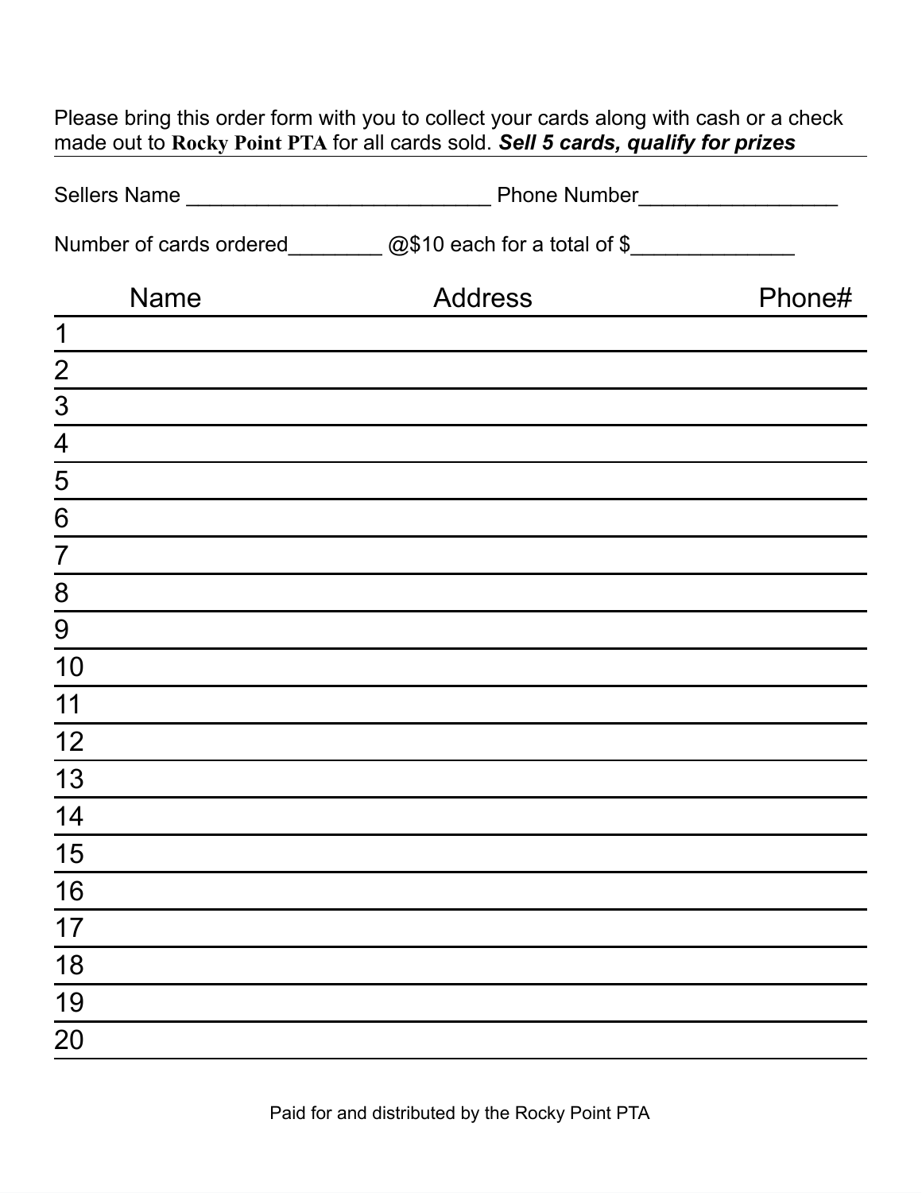Please bring this order form with you to collect your cards along with cash or a check made out to **Rocky Point PTA** for all cards sold. ***Sell 5 cards, qualify for prizes***

Sellers Name ___________________________ Phone Number_________________

Number of cards ordered________ @$10 each for a total of $______________

| | Name | Address | Phone# |
|---|---|---|---|
| 1 | | | |
| 2 | | | |
| 3 | | | |
| 4 | | | |
| 5 | | | |
| 6 | | | |
| 7 | | | |
| 8 | | | |
| 9 | | | |
| 10 | | | |
| 11 | | | |
| 12 | | | |
| 13 | | | |
| 14 | | | |
| 15 | | | |
| 16 | | | |
| 17 | | | |
| 18 | | | |
| 19 | | | |
| 20 | | | |

Paid for and distributed by the Rocky Point PTA